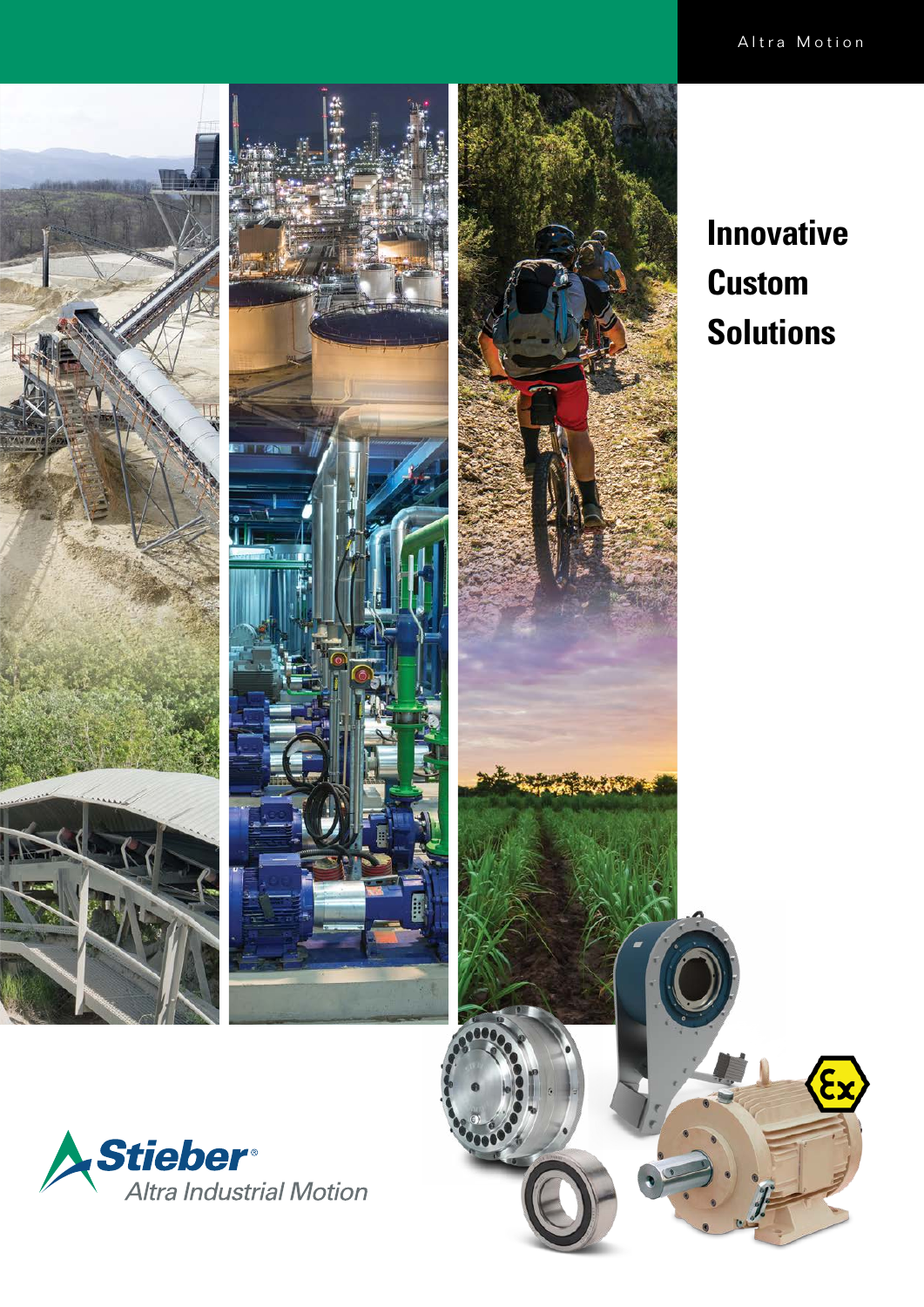Altra Motion

# Innovative Custom Solutions

Stieber®

Altra Industrial Motion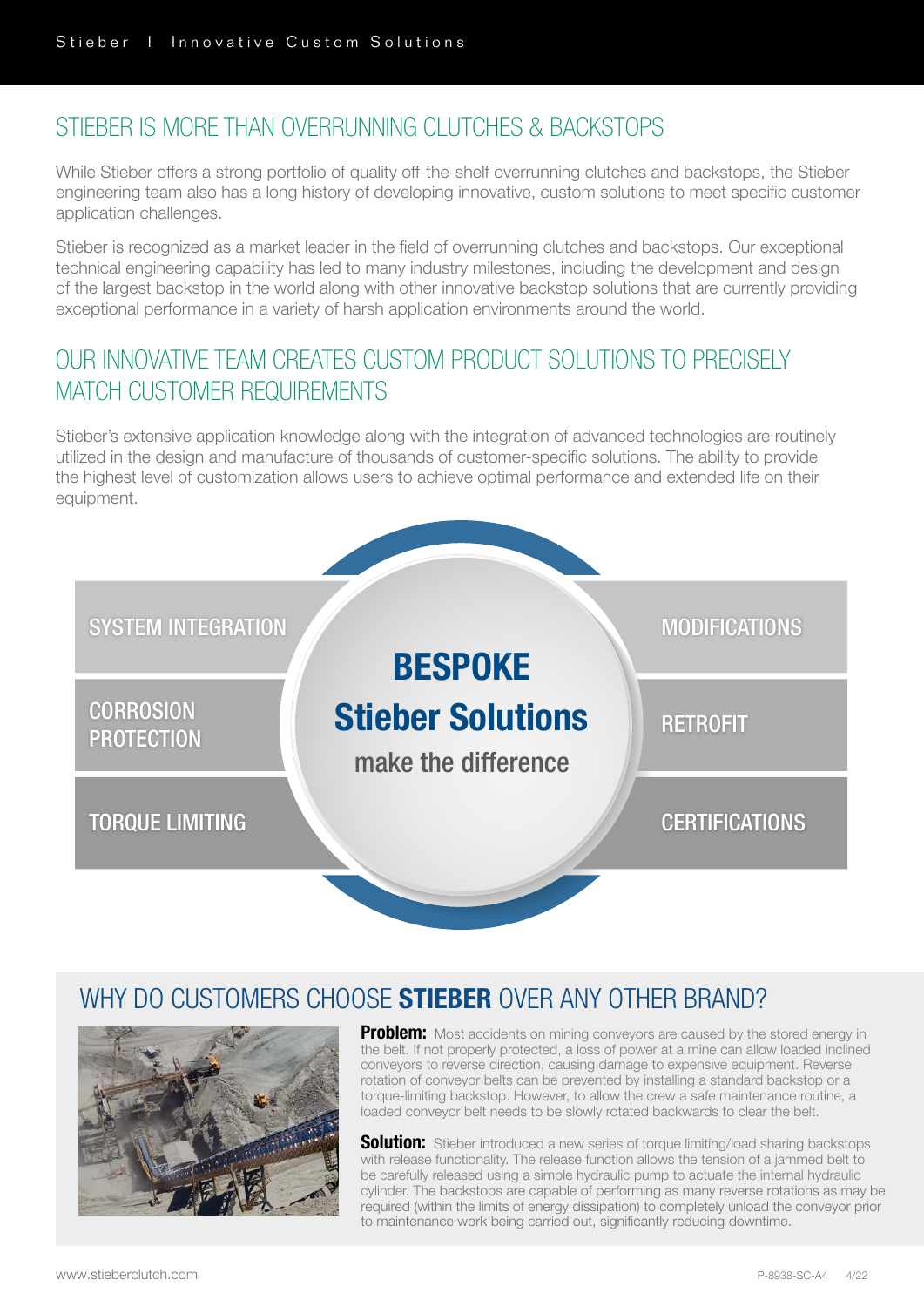## STIEBER IS MORE THAN OVERRUNNING CLUTCHES & BACKSTOPS

While Stieber offers a strong portfolio of quality off-the-shelf overrunning clutches and backstops, the Stieber engineering team also has a long history of developing innovative, custom solutions to meet specific customer application challenges.

Stieber is recognized as a market leader in the field of overrunning clutches and backstops. Our exceptional technical engineering capability has led to many industry milestones, including the development and design of the largest backstop in the world along with other innovative backstop solutions that are currently providing exceptional performance in a variety of harsh application environments around the world.

## OUR INNOVATIVE TEAM CREATES CUSTOM PRODUCT SOLUTIONS TO PRECISELY MATCH CUSTOMER REQUIREMENTS

Stieber's extensive application knowledge along with the integration of advanced technologies are routinely utilized in the design and manufacture of thousands of customer-specific solutions. The ability to provide the highest level of customization allows users to achieve optimal performance and extended life on their equipment.

**BESPOKE Stieber Solutions** make the difference

- SYSTEM INTEGRATION
- CORROSION PROTECTION
- TORQUE LIMITING
- MODIFICATIONS
- RETROFIT
- CERTIFICATIONS

## WHY DO CUSTOMERS CHOOSE **STIEBER** OVER ANY OTHER BRAND?

**Problem:** Most accidents on mining conveyors are caused by the stored energy in the belt. If not properly protected, a loss of power at a mine can allow loaded inclined conveyors to reverse direction, causing damage to expensive equipment. Reverse rotation of conveyor belts can be prevented by installing a standard backstop or a torque-limiting backstop. However, to allow the crew a safe maintenance routine, a loaded conveyor belt needs to be slowly rotated backwards to clear the belt.

**Solution:** Stieber introduced a new series of torque limiting/load sharing backstops with release functionality. The release function allows the tension of a jammed belt to be carefully released using a simple hydraulic pump to actuate the internal hydraulic cylinder. The backstops are capable of performing as many reverse rotations as may be required (within the limits of energy dissipation) to completely unload the conveyor prior to maintenance work being carried out, significantly reducing downtime.

www.stieberclutch.com P-8938-SC-A4 4/22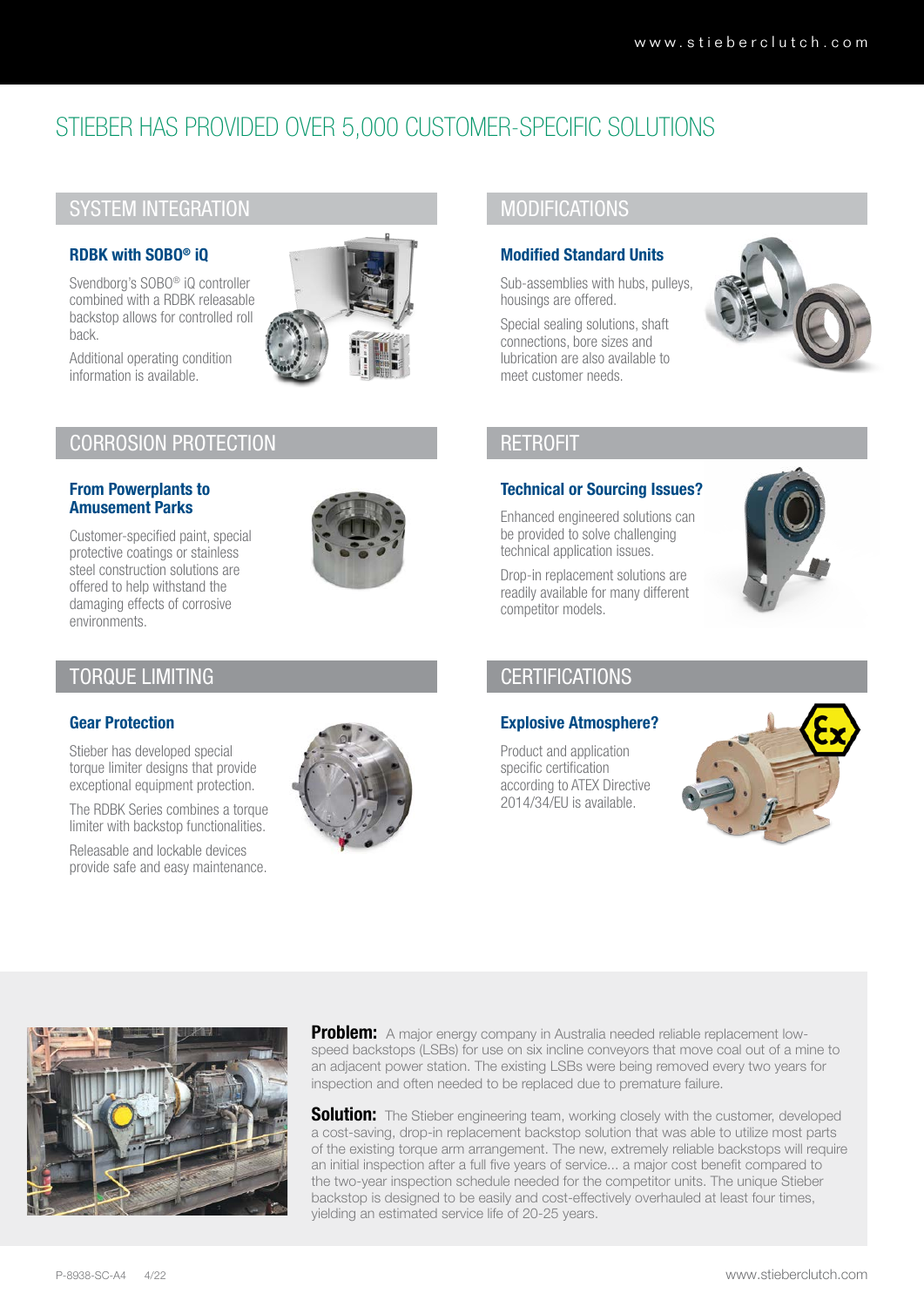# STIEBER HAS PROVIDED OVER 5,000 CUSTOMER-SPECIFIC SOLUTIONS

## SYSTEM INTEGRATION

### RDBK with SOBO® iQ

Svendborg's SOBO® iQ controller combined with a RDBK releasable backstop allows for controlled roll back.

Additional operating condition information is available.

## MODIFICATIONS

### Modified Standard Units

Sub-assemblies with hubs, pulleys, housings are offered.

Special sealing solutions, shaft connections, bore sizes and lubrication are also available to meet customer needs.

## CORROSION PROTECTION

### From Powerplants to Amusement Parks

Customer-specified paint, special protective coatings or stainless steel construction solutions are offered to help withstand the damaging effects of corrosive environments.

## RETROFIT

### Technical or Sourcing Issues?

Enhanced engineered solutions can be provided to solve challenging technical application issues.

Drop-in replacement solutions are readily available for many different competitor models.

## TORQUE LIMITING

### Gear Protection

Stieber has developed special torque limiter designs that provide exceptional equipment protection.

The RDBK Series combines a torque limiter with backstop functionalities.

Releasable and lockable devices provide safe and easy maintenance.

## CERTIFICATIONS

### Explosive Atmosphere?

Product and application specific certification according to ATEX Directive 2014/34/EU is available.

**Problem:** A major energy company in Australia needed reliable replacement low-speed backstops (LSBs) for use on six incline conveyors that move coal out of a mine to an adjacent power station. The existing LSBs were being removed every two years for inspection and often needed to be replaced due to premature failure.

**Solution:** The Stieber engineering team, working closely with the customer, developed a cost-saving, drop-in replacement backstop solution that was able to utilize most parts of the existing torque arm arrangement. The new, extremely reliable backstops will require an initial inspection after a full five years of service... a major cost benefit compared to the two-year inspection schedule needed for the competitor units. The unique Stieber backstop is designed to be easily and cost-effectively overhauled at least four times, yielding an estimated service life of 20-25 years.

P-8938-SC-A4 4/22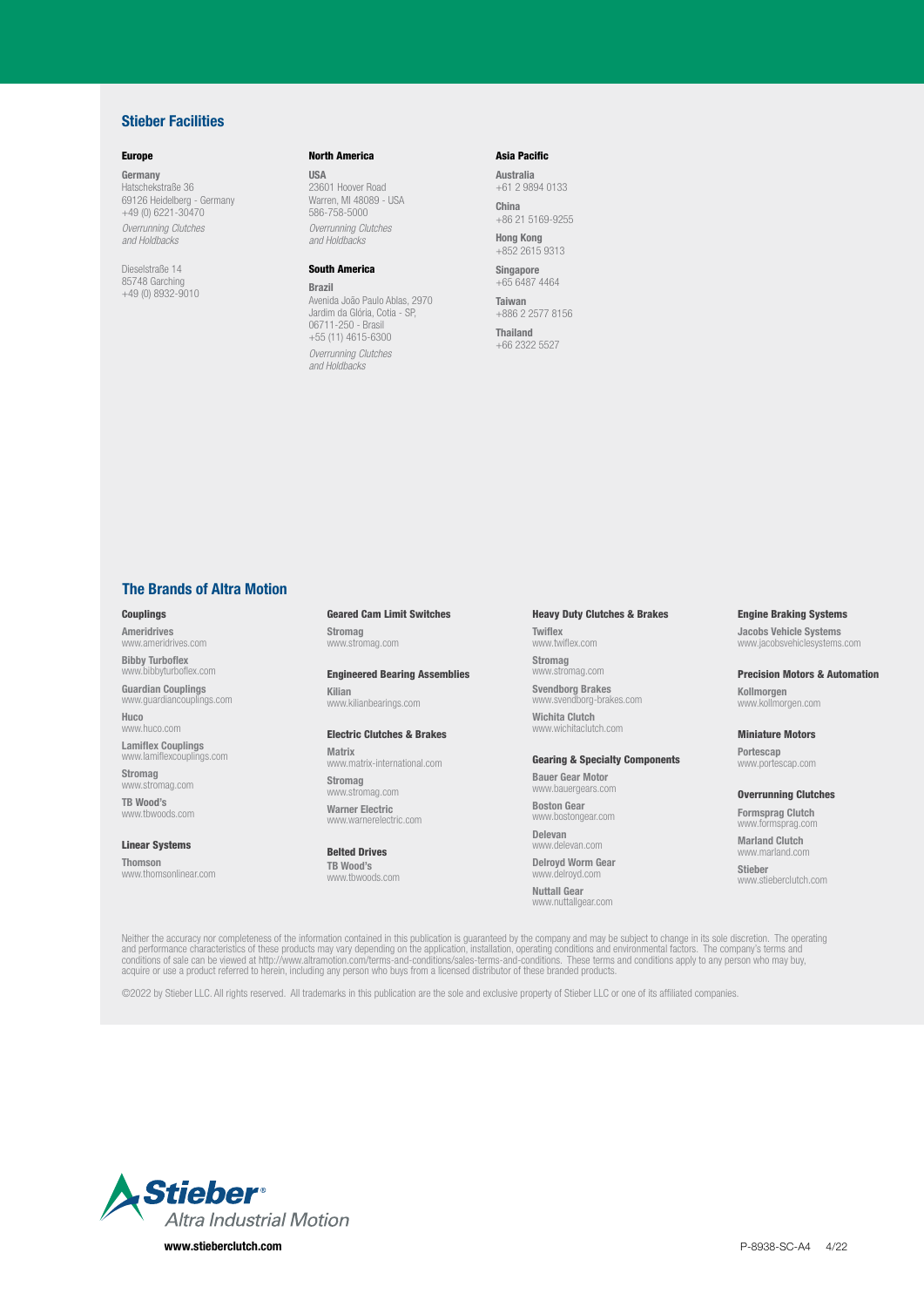## Stieber Facilities

### Europe

**Germany**
Hatschekstraße 36
69126 Heidelberg - Germany
+49 (0) 6221-30470
*Overrunning Clutches and Holdbacks*

Dieselstraße 14
85748 Garching
+49 (0) 8932-9010

### North America

**USA**
23601 Hoover Road
Warren, MI 48089 - USA
586-758-5000
*Overrunning Clutches and Holdbacks*

### South America

**Brazil**
Avenida João Paulo Ablas, 2970
Jardim da Glória, Cotia - SP,
06711-250 - Brasil
+55 (11) 4615-6300
*Overrunning Clutches and Holdbacks*

### Asia Pacific

**Australia**
+61 2 9894 0133

**China**
+86 21 5169-9255

**Hong Kong**
+852 2615 9313

**Singapore**
+65 6487 4464

**Taiwan**
+886 2 2577 8156

**Thailand**
+66 2322 5527

## The Brands of Altra Motion

### Couplings

**Ameridrives**
www.ameridrives.com

**Bibby Turboflex**
www.bibbyturboflex.com

**Guardian Couplings**
www.guardiancouplings.com

**Huco**
www.huco.com

**Lamiflex Couplings**
www.lamiflexcouplings.com

**Stromag**
www.stromag.com

**TB Wood's**
www.tbwoods.com

### Linear Systems

**Thomson**
www.thomsonlinear.com

### Geared Cam Limit Switches

**Stromag**
www.stromag.com

### Engineered Bearing Assemblies

**Kilian**
www.kilianbearings.com

### Electric Clutches & Brakes

**Matrix**
www.matrix-international.com

**Stromag**
www.stromag.com

**Warner Electric**
www.warnerelectric.com

### Belted Drives

**TB Wood's**
www.tbwoods.com

### Heavy Duty Clutches & Brakes

**Twiflex**
www.twiflex.com

**Stromag**
www.stromag.com

**Svendborg Brakes**
www.svendborg-brakes.com

**Wichita Clutch**
www.wichitaclutch.com

### Gearing & Specialty Components

**Bauer Gear Motor**
www.bauergears.com

**Boston Gear**
www.bostongear.com

**Delevan**
www.delevan.com

**Delroyd Worm Gear**
www.delroyd.com

**Nuttall Gear**
www.nuttallgear.com

### Engine Braking Systems

**Jacobs Vehicle Systems**
www.jacobsvehiclesystems.com

### Precision Motors & Automation

**Kollmorgen**
www.kollmorgen.com

### Miniature Motors

**Portescap**
www.portescap.com

### Overrunning Clutches

**Formsprag Clutch**
www.formsprag.com

**Marland Clutch**
www.marland.com

**Stieber**
www.stieberclutch.com

Neither the accuracy nor completeness of the information contained in this publication is guaranteed by the company and may be subject to change in its sole discretion. The operating and performance characteristics of these products may vary depending on the application, installation, operating conditions and environmental factors. The company's terms and conditions of sale can be viewed at http://www.altramotion.com/terms-and-conditions/sales-terms-and-conditions. These terms and conditions apply to any person who may buy, acquire or use a product referred to herein, including any person who buys from a licensed distributor of these branded products.

©2022 by Stieber LLC. All rights reserved. All trademarks in this publication are the sole and exclusive property of Stieber LLC or one of its affiliated companies.

Stieber®
Altra Industrial Motion

**www.stieberclutch.com**

P-8938-SC-A4 4/22